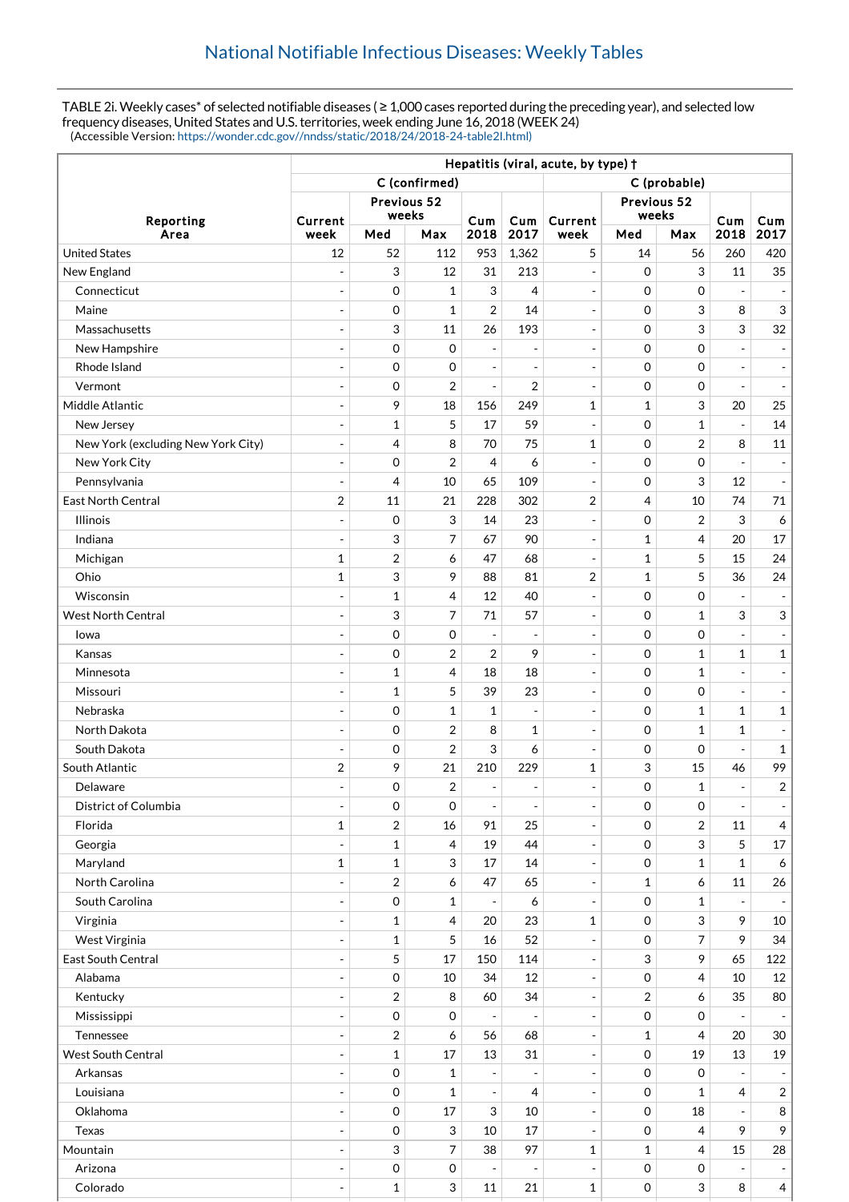## National Notifiable Infectious Diseases: Weekly Tables

TABLE 2i. Weekly cases* of selected notifiable diseases ( ≥ 1,000 cases reported during the preceding year), and selected low frequency diseases, United States and U.S. territories, week ending June 16, 2018 (WEEK 24)
(Accessible Version: https://wonder.cdc.gov//nndss/static/2018/24/2018-24-table2I.html)

| Reporting Area | Hepatitis (viral, acute, by type) † | | | | | | | | | |
|---|---|---|---|---|---|---|---|---|---|---|
| | C (confirmed) | | | | | C (probable) | | | | |
| | Current week | Previous 52 weeks | | Cum 2018 | Cum 2017 | Current week | Previous 52 weeks | | Cum 2018 | Cum 2017 |
| | | Med | Max | | | | Med | Max | | |
| United States | 12 | 52 | 112 | 953 | 1,362 | 5 | 14 | 56 | 260 | 420 |
| New England | - | 3 | 12 | 31 | 213 | - | 0 | 3 | 11 | 35 |
| Connecticut | - | 0 | 1 | 3 | 4 | - | 0 | 0 | - | - |
| Maine | - | 0 | 1 | 2 | 14 | - | 0 | 3 | 8 | 3 |
| Massachusetts | - | 3 | 11 | 26 | 193 | - | 0 | 3 | 3 | 32 |
| New Hampshire | - | 0 | 0 | - | - | - | 0 | 0 | - | - |
| Rhode Island | - | 0 | 0 | - | - | - | 0 | 0 | - | - |
| Vermont | - | 0 | 2 | - | 2 | - | 0 | 0 | - | - |
| Middle Atlantic | - | 9 | 18 | 156 | 249 | 1 | 1 | 3 | 20 | 25 |
| New Jersey | - | 1 | 5 | 17 | 59 | - | 0 | 1 | - | 14 |
| New York (excluding New York City) | - | 4 | 8 | 70 | 75 | 1 | 0 | 2 | 8 | 11 |
| New York City | - | 0 | 2 | 4 | 6 | - | 0 | 0 | - | - |
| Pennsylvania | - | 4 | 10 | 65 | 109 | - | 0 | 3 | 12 | - |
| East North Central | 2 | 11 | 21 | 228 | 302 | 2 | 4 | 10 | 74 | 71 |
| Illinois | - | 0 | 3 | 14 | 23 | - | 0 | 2 | 3 | 6 |
| Indiana | - | 3 | 7 | 67 | 90 | - | 1 | 4 | 20 | 17 |
| Michigan | 1 | 2 | 6 | 47 | 68 | - | 1 | 5 | 15 | 24 |
| Ohio | 1 | 3 | 9 | 88 | 81 | 2 | 1 | 5 | 36 | 24 |
| Wisconsin | - | 1 | 4 | 12 | 40 | - | 0 | 0 | - | - |
| West North Central | - | 3 | 7 | 71 | 57 | - | 0 | 1 | 3 | 3 |
| Iowa | - | 0 | 0 | - | - | - | 0 | 0 | - | - |
| Kansas | - | 0 | 2 | 2 | 9 | - | 0 | 1 | 1 | 1 |
| Minnesota | - | 1 | 4 | 18 | 18 | - | 0 | 1 | - | - |
| Missouri | - | 1 | 5 | 39 | 23 | - | 0 | 0 | - | - |
| Nebraska | - | 0 | 1 | 1 | - | - | 0 | 1 | 1 | 1 |
| North Dakota | - | 0 | 2 | 8 | 1 | - | 0 | 1 | 1 | - |
| South Dakota | - | 0 | 2 | 3 | 6 | - | 0 | 0 | - | 1 |
| South Atlantic | 2 | 9 | 21 | 210 | 229 | 1 | 3 | 15 | 46 | 99 |
| Delaware | - | 0 | 2 | - | - | - | 0 | 1 | - | 2 |
| District of Columbia | - | 0 | 0 | - | - | - | 0 | 0 | - | - |
| Florida | 1 | 2 | 16 | 91 | 25 | - | 0 | 2 | 11 | 4 |
| Georgia | - | 1 | 4 | 19 | 44 | - | 0 | 3 | 5 | 17 |
| Maryland | 1 | 1 | 3 | 17 | 14 | - | 0 | 1 | 1 | 6 |
| North Carolina | - | 2 | 6 | 47 | 65 | - | 1 | 6 | 11 | 26 |
| South Carolina | - | 0 | 1 | - | 6 | - | 0 | 1 | - | - |
| Virginia | - | 1 | 4 | 20 | 23 | 1 | 0 | 3 | 9 | 10 |
| West Virginia | - | 1 | 5 | 16 | 52 | - | 0 | 7 | 9 | 34 |
| East South Central | - | 5 | 17 | 150 | 114 | - | 3 | 9 | 65 | 122 |
| Alabama | - | 0 | 10 | 34 | 12 | - | 0 | 4 | 10 | 12 |
| Kentucky | - | 2 | 8 | 60 | 34 | - | 2 | 6 | 35 | 80 |
| Mississippi | - | 0 | 0 | - | - | - | 0 | 0 | - | - |
| Tennessee | - | 2 | 6 | 56 | 68 | - | 1 | 4 | 20 | 30 |
| West South Central | - | 1 | 17 | 13 | 31 | - | 0 | 19 | 13 | 19 |
| Arkansas | - | 0 | 1 | - | - | - | 0 | 0 | - | - |
| Louisiana | - | 0 | 1 | - | 4 | - | 0 | 1 | 4 | 2 |
| Oklahoma | - | 0 | 17 | 3 | 10 | - | 0 | 18 | - | 8 |
| Texas | - | 0 | 3 | 10 | 17 | - | 0 | 4 | 9 | 9 |
| Mountain | - | 3 | 7 | 38 | 97 | 1 | 1 | 4 | 15 | 28 |
| Arizona | - | 0 | 0 | - | - | - | 0 | 0 | - | - |
| Colorado | - | 1 | 3 | 11 | 21 | 1 | 0 | 3 | 8 | 4 |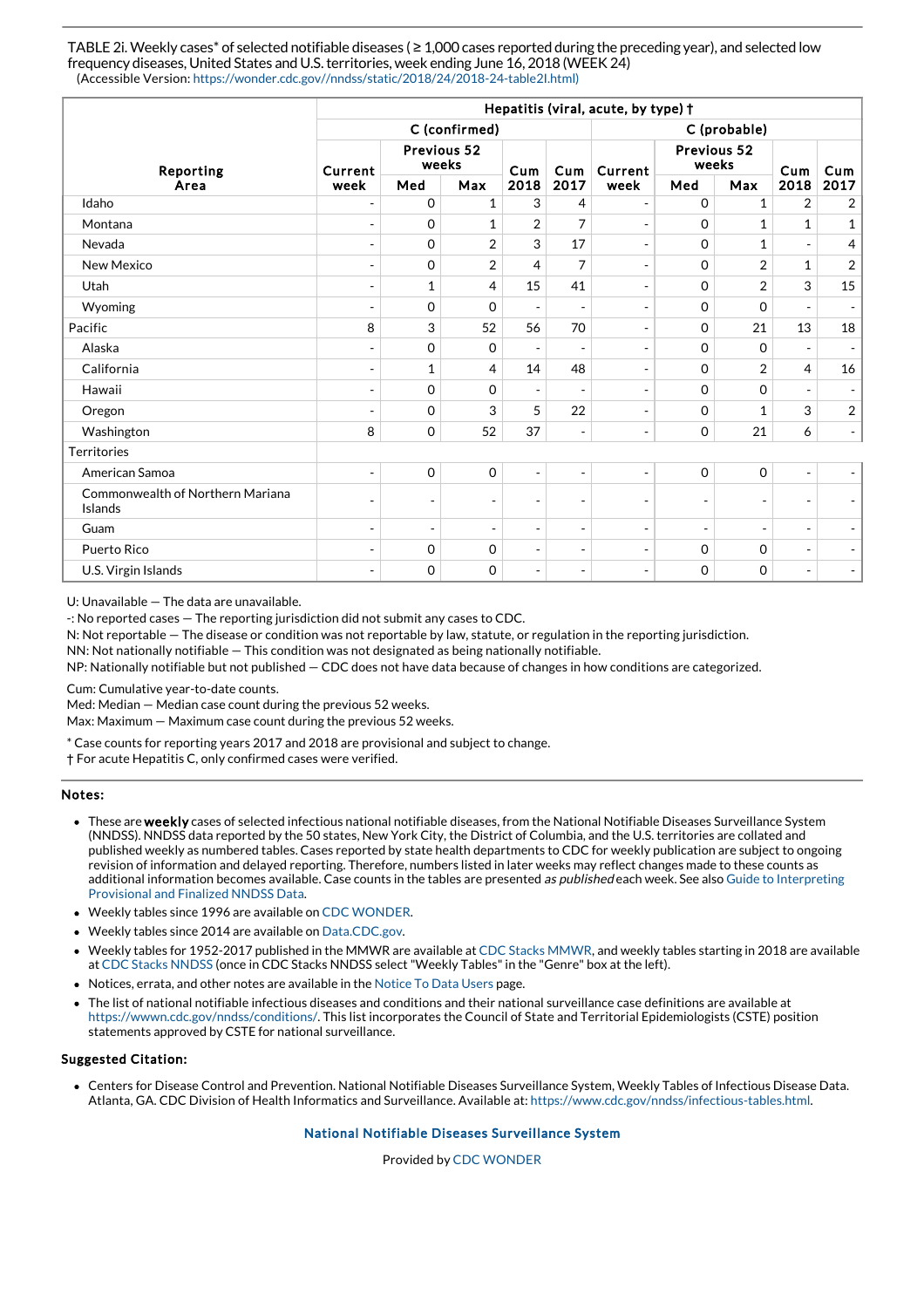TABLE 2i. Weekly cases* of selected notifiable diseases ( ≥ 1,000 cases reported during the preceding year), and selected low frequency diseases, United States and U.S. territories, week ending June 16, 2018 (WEEK 24)
(Accessible Version: https://wonder.cdc.gov//nndss/static/2018/24/2018-24-table2I.html)

| Reporting Area | Hepatitis (viral, acute, by type) † | | | | | | | | | |
|---|---|---|---|---|---|---|---|---|---|---|
| | C (confirmed) | | | | | C (probable) | | | | |
| | Current week | Previous 52 weeks | | Cum 2018 | Cum 2017 | Current week | Previous 52 weeks | | Cum 2018 | Cum 2017 |
| | | Med | Max | | | | Med | Max | | |
| Idaho | - | 0 | 1 | 3 | 4 | - | 0 | 1 | 2 | 2 |
| Montana | - | 0 | 1 | 2 | 7 | - | 0 | 1 | 1 | 1 |
| Nevada | - | 0 | 2 | 3 | 17 | - | 0 | 1 | - | 4 |
| New Mexico | - | 0 | 2 | 4 | 7 | - | 0 | 2 | 1 | 2 |
| Utah | - | 1 | 4 | 15 | 41 | - | 0 | 2 | 3 | 15 |
| Wyoming | - | 0 | 0 | - | - | - | 0 | 0 | - | - |
| Pacific | 8 | 3 | 52 | 56 | 70 | - | 0 | 21 | 13 | 18 |
| Alaska | - | 0 | 0 | - | - | - | 0 | 0 | - | - |
| California | - | 1 | 4 | 14 | 48 | - | 0 | 2 | 4 | 16 |
| Hawaii | - | 0 | 0 | - | - | - | 0 | 0 | - | - |
| Oregon | - | 0 | 3 | 5 | 22 | - | 0 | 1 | 3 | 2 |
| Washington | 8 | 0 | 52 | 37 | - | - | 0 | 21 | 6 | - |
| Territories | | | | | | | | | | |
| American Samoa | - | 0 | 0 | - | - | - | 0 | 0 | - | - |
| Commonwealth of Northern Mariana Islands | - | - | - | - | - | - | - | - | - | - |
| Guam | - | - | - | - | - | - | - | - | - | - |
| Puerto Rico | - | 0 | 0 | - | - | - | 0 | 0 | - | - |
| U.S. Virgin Islands | - | 0 | 0 | - | - | - | 0 | 0 | - | - |

U: Unavailable — The data are unavailable.
-: No reported cases — The reporting jurisdiction did not submit any cases to CDC.
N: Not reportable — The disease or condition was not reportable by law, statute, or regulation in the reporting jurisdiction.
NN: Not nationally notifiable — This condition was not designated as being nationally notifiable.
NP: Nationally notifiable but not published — CDC does not have data because of changes in how conditions are categorized.

Cum: Cumulative year-to-date counts.
Med: Median — Median case count during the previous 52 weeks.
Max: Maximum — Maximum case count during the previous 52 weeks.

* Case counts for reporting years 2017 and 2018 are provisional and subject to change.
† For acute Hepatitis C, only confirmed cases were verified.

**Notes:**

- These are **weekly** cases of selected infectious national notifiable diseases, from the National Notifiable Diseases Surveillance System (NNDSS). NNDSS data reported by the 50 states, New York City, the District of Columbia, and the U.S. territories are collated and published weekly as numbered tables. Cases reported by state health departments to CDC for weekly publication are subject to ongoing revision of information and delayed reporting. Therefore, numbers listed in later weeks may reflect changes made to these counts as additional information becomes available. Case counts in the tables are presented *as published* each week. See also Guide to Interpreting Provisional and Finalized NNDSS Data.
- Weekly tables since 1996 are available on CDC WONDER.
- Weekly tables since 2014 are available on Data.CDC.gov.
- Weekly tables for 1952-2017 published in the MMWR are available at CDC Stacks MMWR, and weekly tables starting in 2018 are available at CDC Stacks NNDSS (once in CDC Stacks NNDSS select "Weekly Tables" in the "Genre" box at the left).
- Notices, errata, and other notes are available in the Notice To Data Users page.
- The list of national notifiable infectious diseases and conditions and their national surveillance case definitions are available at https://wwwn.cdc.gov/nndss/conditions/. This list incorporates the Council of State and Territorial Epidemiologists (CSTE) position statements approved by CSTE for national surveillance.

**Suggested Citation:**

- Centers for Disease Control and Prevention. National Notifiable Diseases Surveillance System, Weekly Tables of Infectious Disease Data. Atlanta, GA. CDC Division of Health Informatics and Surveillance. Available at: https://www.cdc.gov/nndss/infectious-tables.html.

**National Notifiable Diseases Surveillance System**

Provided by CDC WONDER